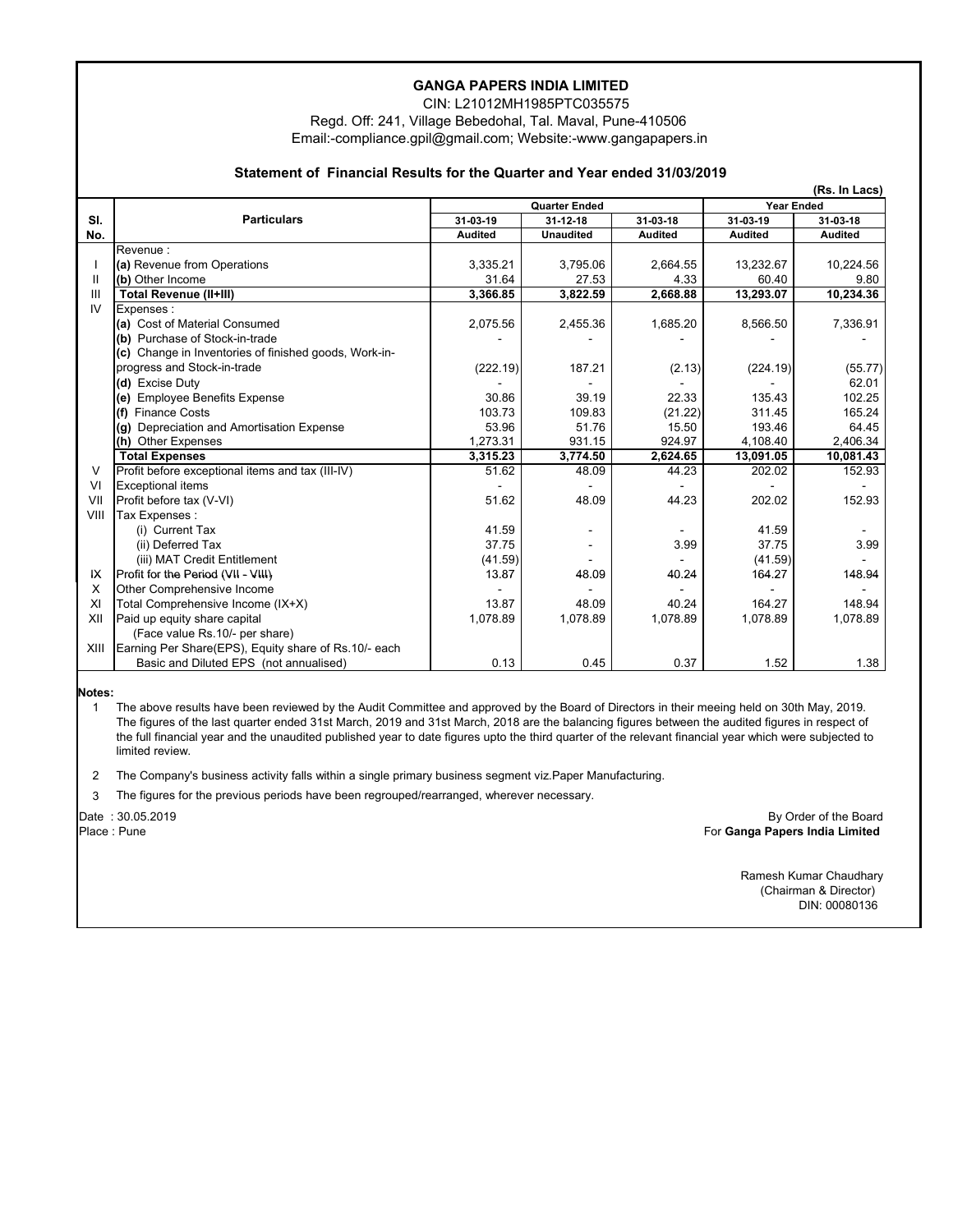# GANGA PAPERS INDIA LIMITED

CIN: L21012MH1985PTC035575

Regd. Off: 241, Village Bebedohal, Tal. Maval, Pune-410506

Email:-compliance.gpil@gmail.com; Website:-www.gangapapers.in

## Statement of Financial Results for the Quarter and Year ended 31/03/2019

**(Rs. In Lacs)**

| Sl. No. | Particulars | Quarter Ended | | | Year Ended | |
|---|---|---|---|---|---|---|
| | | 31-03-19 | 31-12-18 | 31-03-18 | 31-03-19 | 31-03-18 |
| | | Audited | Unaudited | Audited | Audited | Audited |
| | Revenue : | | | | | |
| I | (a) Revenue from Operations | 3,335.21 | 3,795.06 | 2,664.55 | 13,232.67 | 10,224.56 |
| II | (b) Other Income | 31.64 | 27.53 | 4.33 | 60.40 | 9.80 |
| III | **Total Revenue (II+III)** | **3,366.85** | **3,822.59** | **2,668.88** | **13,293.07** | **10,234.36** |
| IV | Expenses : | | | | | |
| | (a) Cost of Material Consumed | 2,075.56 | 2,455.36 | 1,685.20 | 8,566.50 | 7,336.91 |
| | (b) Purchase of Stock-in-trade | - | - | - | - | - |
| | (c) Change in Inventories of finished goods, Work-in-progress and Stock-in-trade | (222.19) | 187.21 | (2.13) | (224.19) | (55.77) |
| | (d) Excise Duty | - | - | - | - | 62.01 |
| | (e) Employee Benefits Expense | 30.86 | 39.19 | 22.33 | 135.43 | 102.25 |
| | (f) Finance Costs | 103.73 | 109.83 | (21.22) | 311.45 | 165.24 |
| | (g) Depreciation and Amortisation Expense | 53.96 | 51.76 | 15.50 | 193.46 | 64.45 |
| | (h) Other Expenses | 1,273.31 | 931.15 | 924.97 | 4,108.40 | 2,406.34 |
| | **Total Expenses** | **3,315.23** | **3,774.50** | **2,624.65** | **13,091.05** | **10,081.43** |
| V | Profit before exceptional items and tax (III-IV) | 51.62 | 48.09 | 44.23 | 202.02 | 152.93 |
| VI | Exceptional items | - | - | - | - | - |
| VII | Profit before tax (V-VI) | 51.62 | 48.09 | 44.23 | 202.02 | 152.93 |
| VIII | Tax Expenses : | | | | | |
| | (i) Current Tax | 41.59 | - | - | 41.59 | - |
| | (ii) Deferred Tax | 37.75 | - | 3.99 | 37.75 | 3.99 |
| | (iii) MAT Credit Entitlement | (41.59) | - | - | (41.59) | - |
| IX | Profit for the Period (VII - VIII) | 13.87 | 48.09 | 40.24 | 164.27 | 148.94 |
| X | Other Comprehensive Income | - | - | - | - | - |
| XI | Total Comprehensive Income (IX+X) | 13.87 | 48.09 | 40.24 | 164.27 | 148.94 |
| XII | Paid up equity share capital (Face value Rs.10/- per share) | 1,078.89 | 1,078.89 | 1,078.89 | 1,078.89 | 1,078.89 |
| XIII | Earning Per Share(EPS), Equity share of Rs.10/- each Basic and Diluted EPS (not annualised) | 0.13 | 0.45 | 0.37 | 1.52 | 1.38 |

**Notes:**

1. The above results have been reviewed by the Audit Committee and approved by the Board of Directors in their meeing held on 30th May, 2019. The figures of the last quarter ended 31st March, 2019 and 31st March, 2018 are the balancing figures between the audited figures in respect of the full financial year and the unaudited published year to date figures upto the third quarter of the relevant financial year which were subjected to limited review.
2. The Company's business activity falls within a single primary business segment viz.Paper Manufacturing.
3. The figures for the previous periods have been regrouped/rearranged, wherever necessary.

Date : 30.05.2019

Place : Pune

By Order of the Board

For **Ganga Papers India Limited**

Ramesh Kumar Chaudhary

(Chairman & Director)

DIN: 00080136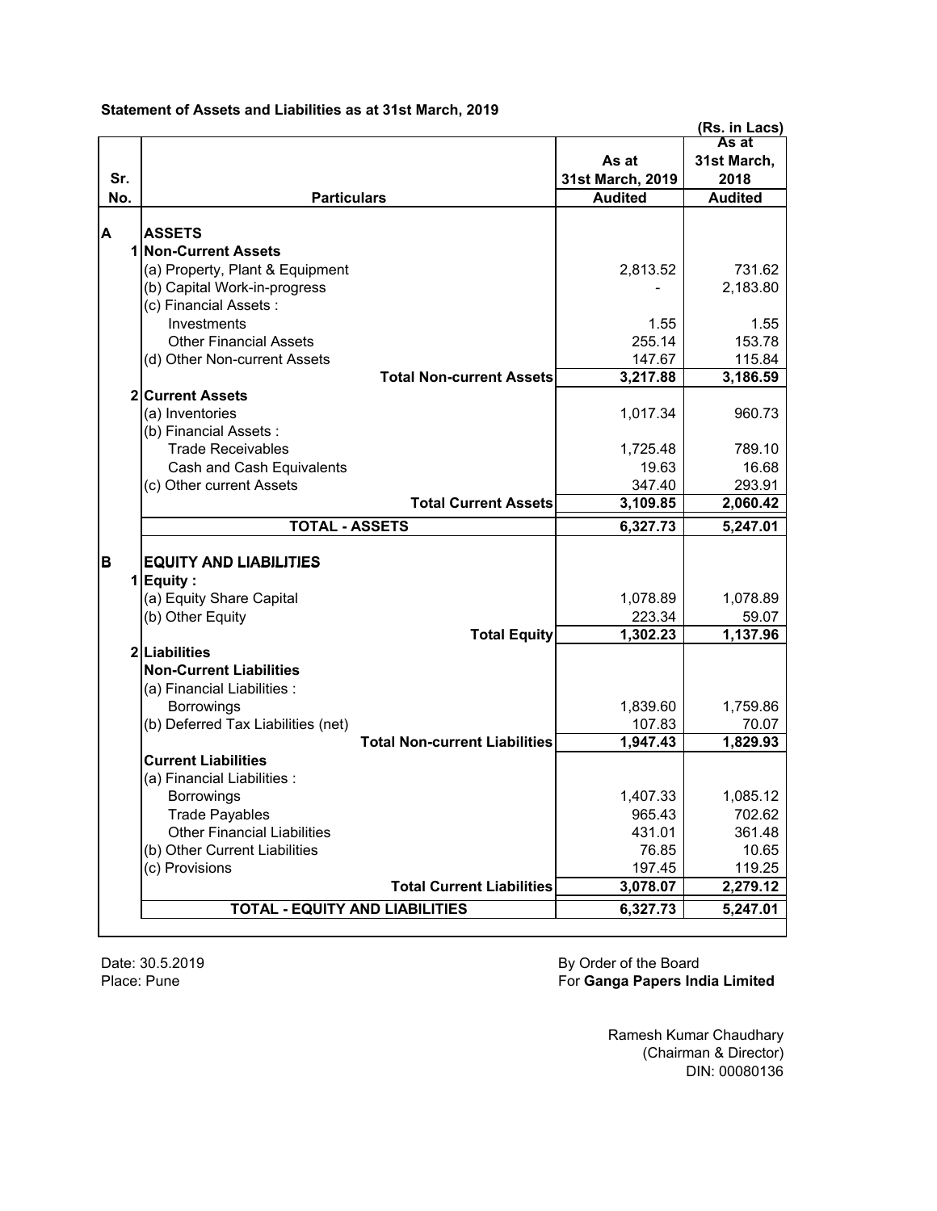**Statement of Assets and Liabilities as at 31st March, 2019**

(Rs. in Lacs)

| Sr. No. | Particulars | As at 31st March, 2019 Audited | As at 31st March, 2018 Audited |
|---|---|---|---|
| **A** | **ASSETS** | | |
| **1** | **Non-Current Assets** | | |
| | (a) Property, Plant & Equipment | 2,813.52 | 731.62 |
| | (b) Capital Work-in-progress | - | 2,183.80 |
| | (c) Financial Assets : | | |
| | Investments | 1.55 | 1.55 |
| | Other Financial Assets | 255.14 | 153.78 |
| | (d) Other Non-current Assets | 147.67 | 115.84 |
| | **Total Non-current Assets** | **3,217.88** | **3,186.59** |
| **2** | **Current Assets** | | |
| | (a) Inventories | 1,017.34 | 960.73 |
| | (b) Financial Assets : | | |
| | Trade Receivables | 1,725.48 | 789.10 |
| | Cash and Cash Equivalents | 19.63 | 16.68 |
| | (c) Other current Assets | 347.40 | 293.91 |
| | **Total Current Assets** | **3,109.85** | **2,060.42** |
| | **TOTAL - ASSETS** | **6,327.73** | **5,247.01** |
| **B** | **EQUITY AND LIABILITIES** | | |
| **1** | **Equity :** | | |
| | (a) Equity Share Capital | 1,078.89 | 1,078.89 |
| | (b) Other Equity | 223.34 | 59.07 |
| | **Total Equity** | **1,302.23** | **1,137.96** |
| **2** | **Liabilities** | | |
| | **Non-Current Liabilities** | | |
| | (a) Financial Liabilities : | | |
| | Borrowings | 1,839.60 | 1,759.86 |
| | (b) Deferred Tax Liabilities (net) | 107.83 | 70.07 |
| | **Total Non-current Liabilities** | **1,947.43** | **1,829.93** |
| | **Current Liabilities** | | |
| | (a) Financial Liabilities : | | |
| | Borrowings | 1,407.33 | 1,085.12 |
| | Trade Payables | 965.43 | 702.62 |
| | Other Financial Liabilities | 431.01 | 361.48 |
| | (b) Other Current Liabilities | 76.85 | 10.65 |
| | (c) Provisions | 197.45 | 119.25 |
| | **Total Current Liabilities** | **3,078.07** | **2,279.12** |
| | **TOTAL - EQUITY AND LIABILITIES** | **6,327.73** | **5,247.01** |

Date: 30.5.2019
Place: Pune

By Order of the Board
For **Ganga Papers India Limited**

Ramesh Kumar Chaudhary
(Chairman & Director)
DIN: 00080136